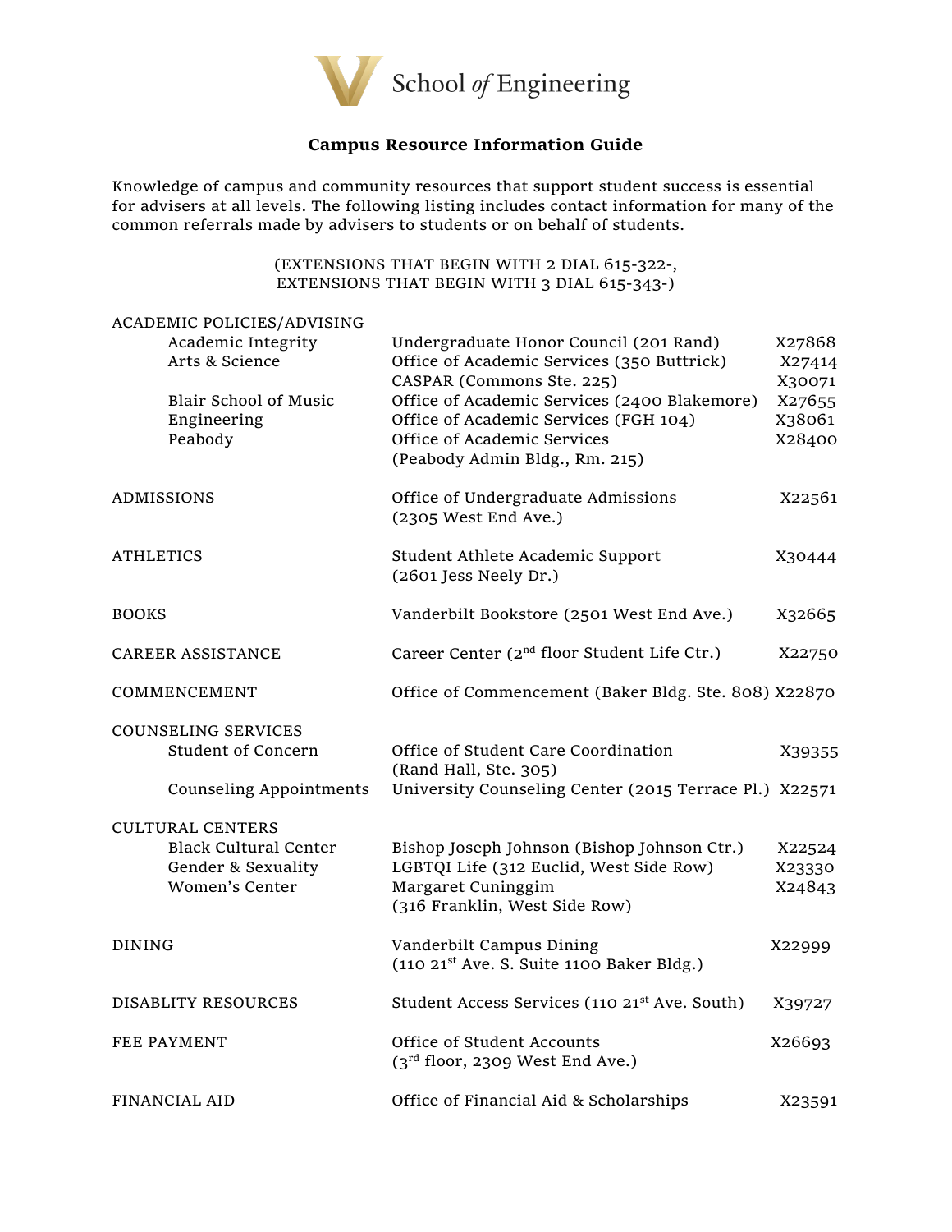School *of* Engineering

## Campus Resource Information Guide

Knowledge of campus and community resources that support student success is essential for advisers at all levels. The following listing includes contact information for many of the common referrals made by advisers to students or on behalf of students.

(EXTENSIONS THAT BEGIN WITH 2 DIAL 615-322-,
EXTENSIONS THAT BEGIN WITH 3 DIAL 615-343-)

| | | | |
|---|---|---|---|
| ACADEMIC POLICIES/ADVISING | | | |
| | Academic Integrity | Undergraduate Honor Council (201 Rand) | X27868 |
| | Arts & Science | Office of Academic Services (350 Buttrick) | X27414 |
| | | CASPAR (Commons Ste. 225) | X30071 |
| | Blair School of Music | Office of Academic Services (2400 Blakemore) | X27655 |
| | Engineering | Office of Academic Services (FGH 104) | X38061 |
| | Peabody | Office of Academic Services (Peabody Admin Bldg., Rm. 215) | X28400 |
| ADMISSIONS | | Office of Undergraduate Admissions (2305 West End Ave.) | X22561 |
| ATHLETICS | | Student Athlete Academic Support (2601 Jess Neely Dr.) | X30444 |
| BOOKS | | Vanderbilt Bookstore (2501 West End Ave.) | X32665 |
| CAREER ASSISTANCE | | Career Center (2nd floor Student Life Ctr.) | X22750 |
| COMMENCEMENT | | Office of Commencement (Baker Bldg. Ste. 808) | X22870 |
| COUNSELING SERVICES | | | |
| | Student of Concern | Office of Student Care Coordination (Rand Hall, Ste. 305) | X39355 |
| | Counseling Appointments | University Counseling Center (2015 Terrace Pl.) | X22571 |
| CULTURAL CENTERS | | | |
| | Black Cultural Center | Bishop Joseph Johnson (Bishop Johnson Ctr.) | X22524 |
| | Gender & Sexuality | LGBTQI Life (312 Euclid, West Side Row) | X23330 |
| | Women's Center | Margaret Cuninggim (316 Franklin, West Side Row) | X24843 |
| DINING | | Vanderbilt Campus Dining (110 21st Ave. S. Suite 1100 Baker Bldg.) | X22999 |
| DISABLITY RESOURCES | | Student Access Services (110 21st Ave. South) | X39727 |
| FEE PAYMENT | | Office of Student Accounts (3rd floor, 2309 West End Ave.) | X26693 |
| FINANCIAL AID | | Office of Financial Aid & Scholarships | X23591 |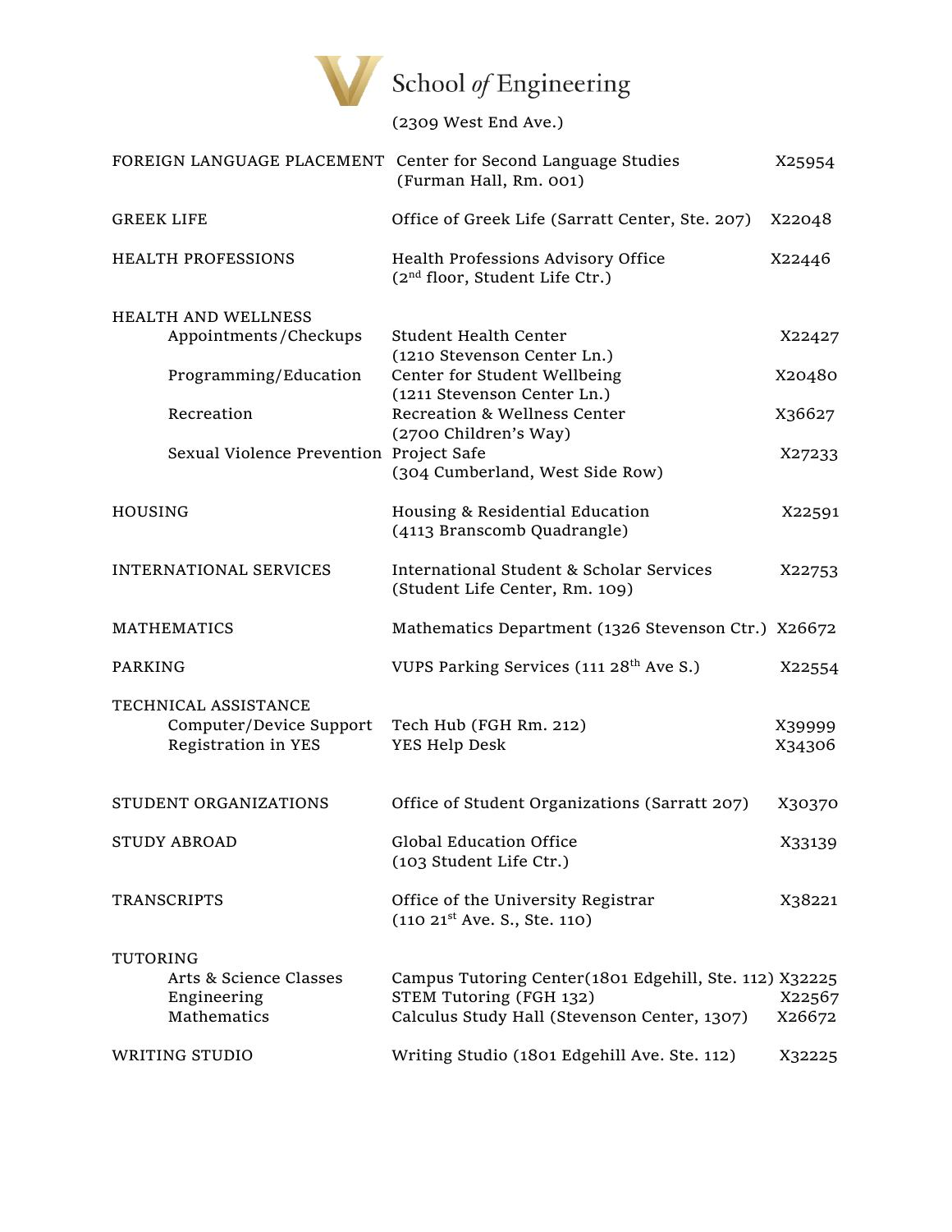# School of Engineering

(2309 West End Ave.)

| | | |
|---|---|---|
| FOREIGN LANGUAGE PLACEMENT | Center for Second Language Studies (Furman Hall, Rm. 001) | X25954 |
| GREEK LIFE | Office of Greek Life (Sarratt Center, Ste. 207) | X22048 |
| HEALTH PROFESSIONS | Health Professions Advisory Office (2nd floor, Student Life Ctr.) | X22446 |
| HEALTH AND WELLNESS | | |
| Appointments/Checkups | Student Health Center (1210 Stevenson Center Ln.) | X22427 |
| Programming/Education | Center for Student Wellbeing (1211 Stevenson Center Ln.) | X20480 |
| Recreation | Recreation & Wellness Center (2700 Children's Way) | X36627 |
| Sexual Violence Prevention | Project Safe (304 Cumberland, West Side Row) | X27233 |
| HOUSING | Housing & Residential Education (4113 Branscomb Quadrangle) | X22591 |
| INTERNATIONAL SERVICES | International Student & Scholar Services (Student Life Center, Rm. 109) | X22753 |
| MATHEMATICS | Mathematics Department (1326 Stevenson Ctr.) | X26672 |
| PARKING | VUPS Parking Services (111 28th Ave S.) | X22554 |
| TECHNICAL ASSISTANCE | | |
| Computer/Device Support | Tech Hub (FGH Rm. 212) | X39999 |
| Registration in YES | YES Help Desk | X34306 |
| STUDENT ORGANIZATIONS | Office of Student Organizations (Sarratt 207) | X30370 |
| STUDY ABROAD | Global Education Office (103 Student Life Ctr.) | X33139 |
| TRANSCRIPTS | Office of the University Registrar (110 21st Ave. S., Ste. 110) | X38221 |
| TUTORING | | |
| Arts & Science Classes | Campus Tutoring Center(1801 Edgehill, Ste. 112) | X32225 |
| Engineering | STEM Tutoring (FGH 132) | X22567 |
| Mathematics | Calculus Study Hall (Stevenson Center, 1307) | X26672 |
| WRITING STUDIO | Writing Studio (1801 Edgehill Ave. Ste. 112) | X32225 |